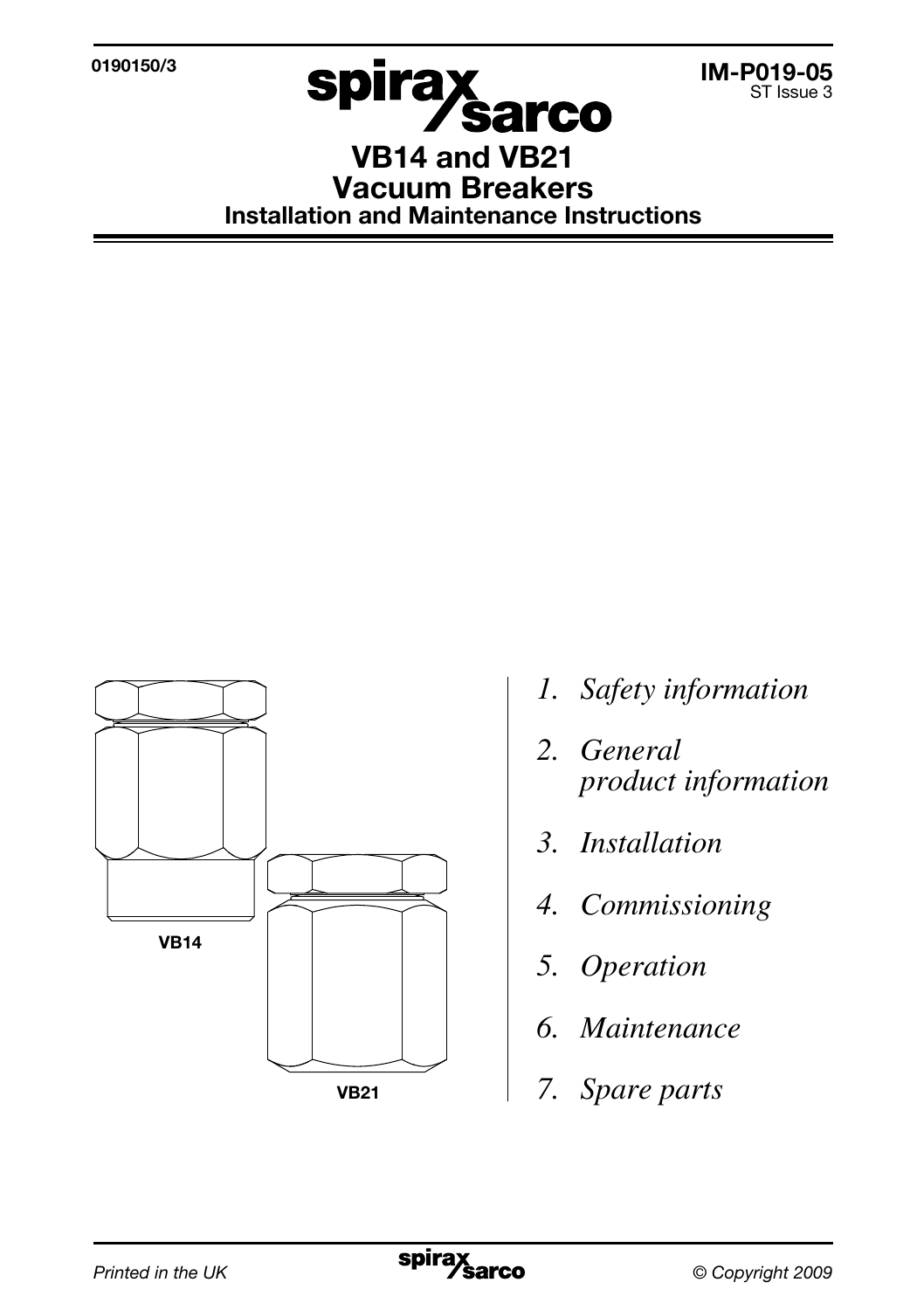0190150/3

spirax sarco

IM-P019-05
ST Issue 3

# VB14 and VB21 Vacuum Breakers

## Installation and Maintenance Instructions

VB14

VB21

1. *Safety information*
2. *General product information*
3. *Installation*
4. *Commissioning*
5. *Operation*
6. *Maintenance*
7. *Spare parts*

*Printed in the UK*

*© Copyright 2009*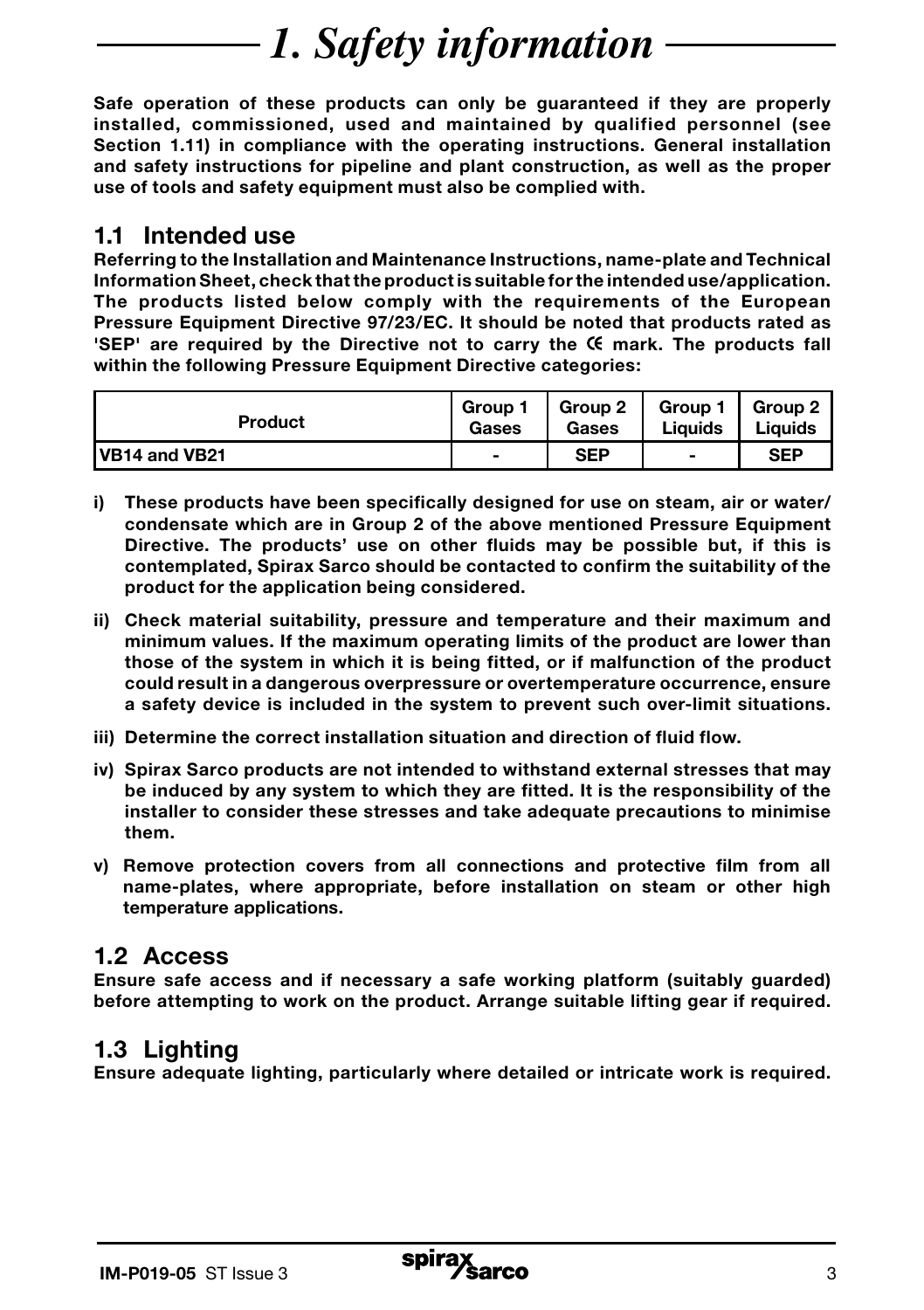# 1. Safety information

**Safe operation of these products can only be guaranteed if they are properly installed, commissioned, used and maintained by qualified personnel (see Section 1.11) in compliance with the operating instructions. General installation and safety instructions for pipeline and plant construction, as well as the proper use of tools and safety equipment must also be complied with.**

## 1.1 Intended use

**Referring to the Installation and Maintenance Instructions, name-plate and Technical Information Sheet, check that the product is suitable for the intended use/application. The products listed below comply with the requirements of the European Pressure Equipment Directive 97/23/EC. It should be noted that products rated as 'SEP' are required by the Directive not to carry the CE mark. The products fall within the following Pressure Equipment Directive categories:**

| Product | Group 1 Gases | Group 2 Gases | Group 1 Liquids | Group 2 Liquids |
|---|---|---|---|---|
| VB14 and VB21 | - | SEP | - | SEP |

**i) These products have been specifically designed for use on steam, air or water/condensate which are in Group 2 of the above mentioned Pressure Equipment Directive. The products' use on other fluids may be possible but, if this is contemplated, Spirax Sarco should be contacted to confirm the suitability of the product for the application being considered.**

**ii) Check material suitability, pressure and temperature and their maximum and minimum values. If the maximum operating limits of the product are lower than those of the system in which it is being fitted, or if malfunction of the product could result in a dangerous overpressure or overtemperature occurrence, ensure a safety device is included in the system to prevent such over-limit situations.**

**iii) Determine the correct installation situation and direction of fluid flow.**

**iv) Spirax Sarco products are not intended to withstand external stresses that may be induced by any system to which they are fitted. It is the responsibility of the installer to consider these stresses and take adequate precautions to minimise them.**

**v) Remove protection covers from all connections and protective film from all name-plates, where appropriate, before installation on steam or other high temperature applications.**

## 1.2 Access

**Ensure safe access and if necessary a safe working platform (suitably guarded) before attempting to work on the product. Arrange suitable lifting gear if required.**

## 1.3 Lighting

**Ensure adequate lighting, particularly where detailed or intricate work is required.**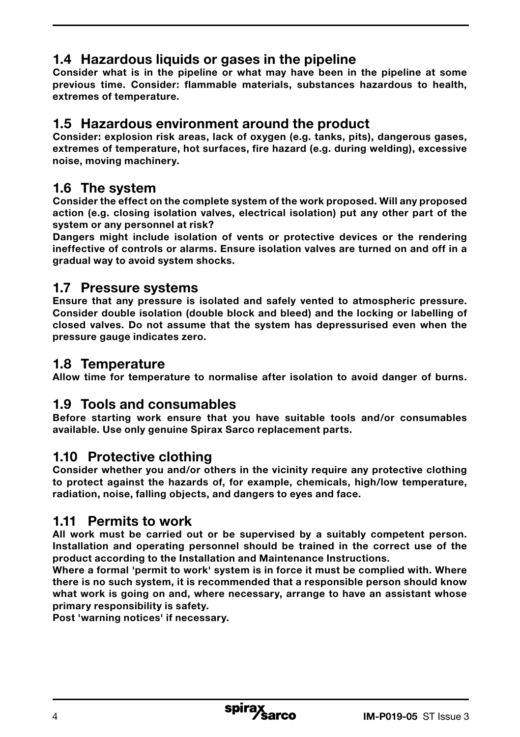## 1.4 Hazardous liquids or gases in the pipeline

**Consider what is in the pipeline or what may have been in the pipeline at some previous time. Consider: flammable materials, substances hazardous to health, extremes of temperature.**

## 1.5 Hazardous environment around the product

**Consider: explosion risk areas, lack of oxygen (e.g. tanks, pits), dangerous gases, extremes of temperature, hot surfaces, fire hazard (e.g. during welding), excessive noise, moving machinery.**

## 1.6 The system

**Consider the effect on the complete system of the work proposed. Will any proposed action (e.g. closing isolation valves, electrical isolation) put any other part of the system or any personnel at risk?**

**Dangers might include isolation of vents or protective devices or the rendering ineffective of controls or alarms. Ensure isolation valves are turned on and off in a gradual way to avoid system shocks.**

## 1.7 Pressure systems

**Ensure that any pressure is isolated and safely vented to atmospheric pressure. Consider double isolation (double block and bleed) and the locking or labelling of closed valves. Do not assume that the system has depressurised even when the pressure gauge indicates zero.**

## 1.8 Temperature

**Allow time for temperature to normalise after isolation to avoid danger of burns.**

## 1.9 Tools and consumables

**Before starting work ensure that you have suitable tools and/or consumables available. Use only genuine Spirax Sarco replacement parts.**

## 1.10 Protective clothing

**Consider whether you and/or others in the vicinity require any protective clothing to protect against the hazards of, for example, chemicals, high/low temperature, radiation, noise, falling objects, and dangers to eyes and face.**

## 1.11 Permits to work

**All work must be carried out or be supervised by a suitably competent person. Installation and operating personnel should be trained in the correct use of the product according to the Installation and Maintenance Instructions.**

**Where a formal 'permit to work' system is in force it must be complied with. Where there is no such system, it is recommended that a responsible person should know what work is going on and, where necessary, arrange to have an assistant whose primary responsibility is safety.**

**Post 'warning notices' if necessary.**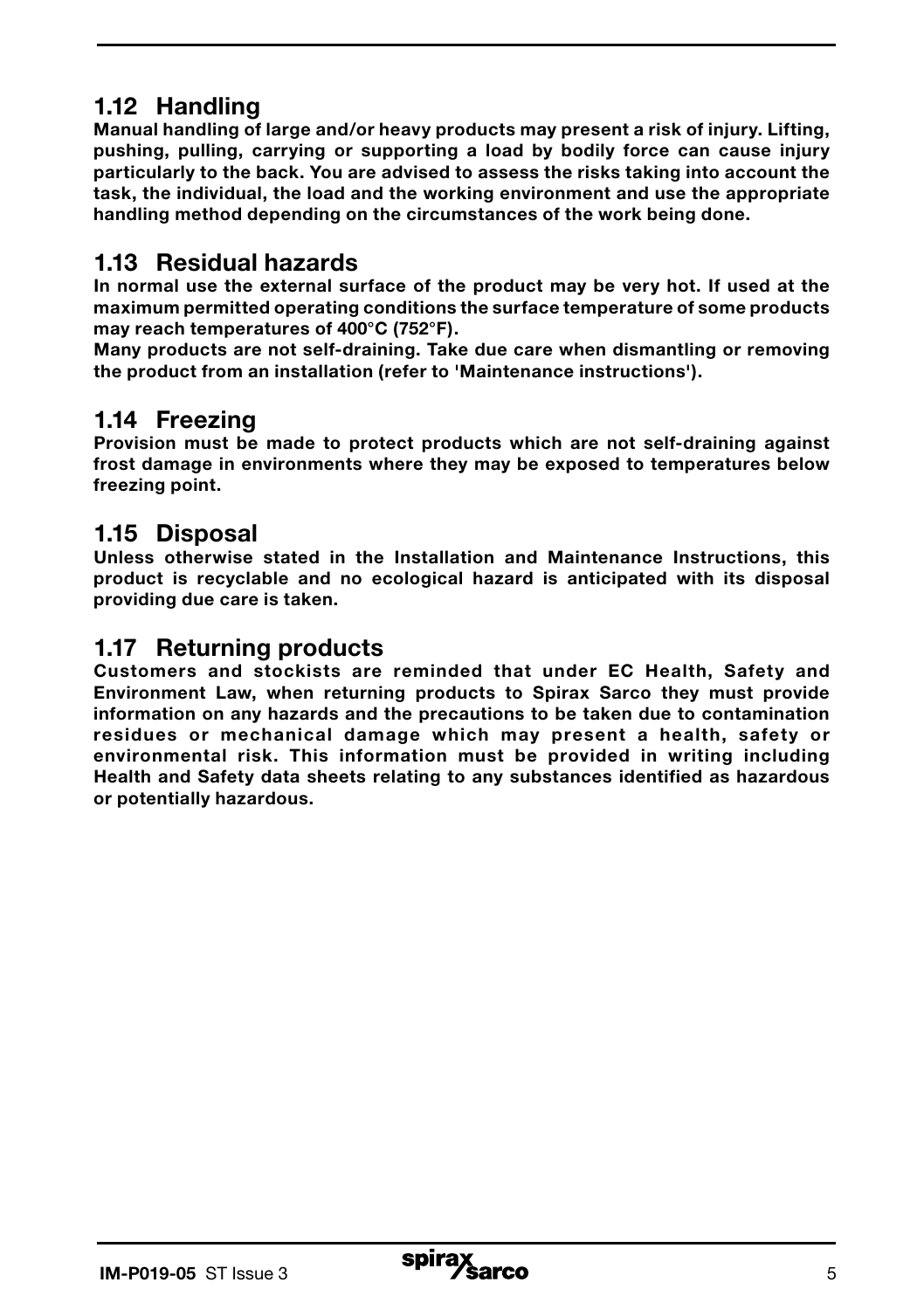## 1.12 Handling

**Manual handling of large and/or heavy products may present a risk of injury. Lifting, pushing, pulling, carrying or supporting a load by bodily force can cause injury particularly to the back. You are advised to assess the risks taking into account the task, the individual, the load and the working environment and use the appropriate handling method depending on the circumstances of the work being done.**

## 1.13 Residual hazards

**In normal use the external surface of the product may be very hot. If used at the maximum permitted operating conditions the surface temperature of some products may reach temperatures of 400°C (752°F).**

**Many products are not self-draining. Take due care when dismantling or removing the product from an installation (refer to 'Maintenance instructions').**

## 1.14 Freezing

**Provision must be made to protect products which are not self-draining against frost damage in environments where they may be exposed to temperatures below freezing point.**

## 1.15 Disposal

**Unless otherwise stated in the Installation and Maintenance Instructions, this product is recyclable and no ecological hazard is anticipated with its disposal providing due care is taken.**

## 1.17 Returning products

**Customers and stockists are reminded that under EC Health, Safety and Environment Law, when returning products to Spirax Sarco they must provide information on any hazards and the precautions to be taken due to contamination residues or mechanical damage which may present a health, safety or environmental risk. This information must be provided in writing including Health and Safety data sheets relating to any substances identified as hazardous or potentially hazardous.**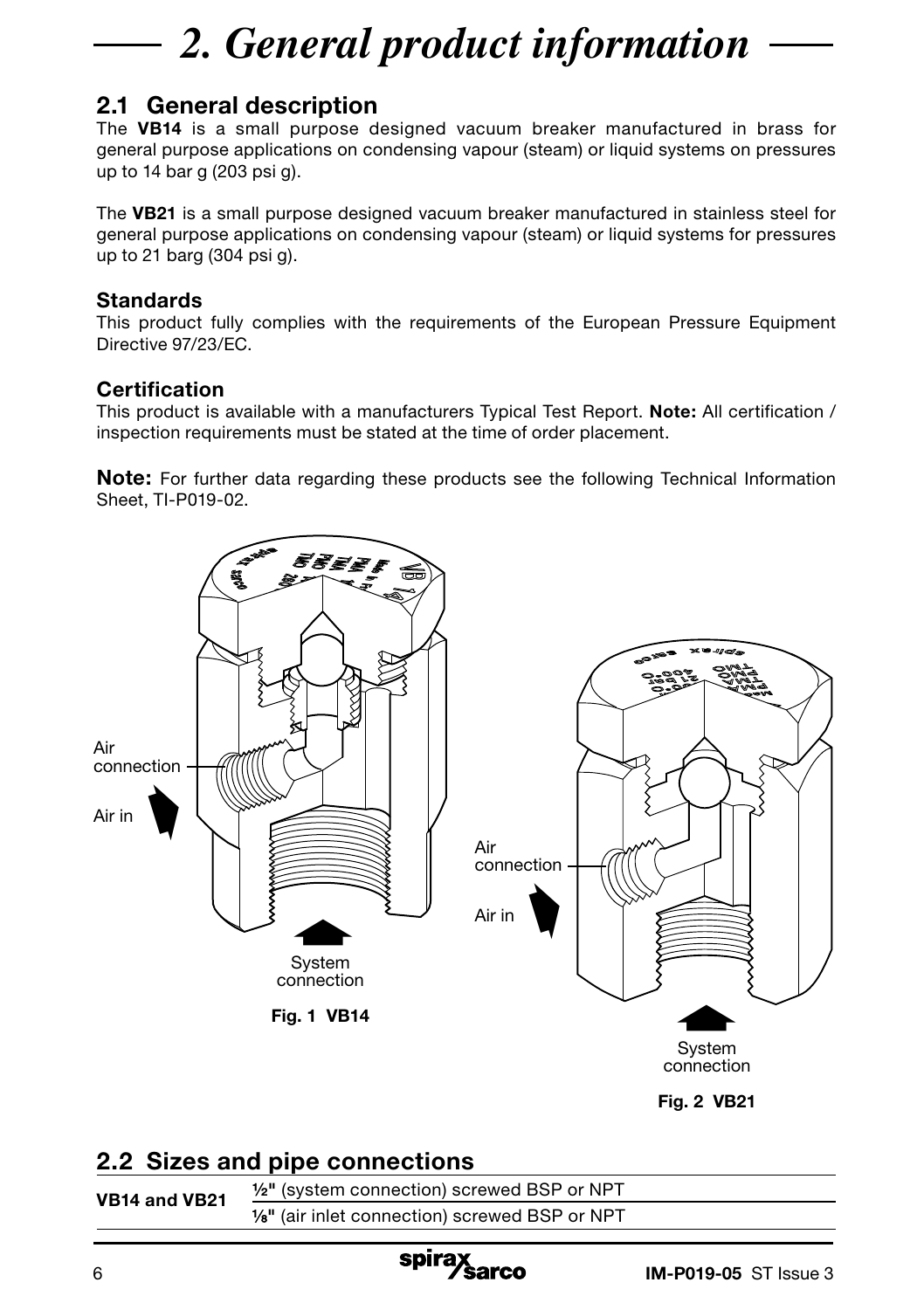# 2. General product information

## 2.1 General description

The **VB14** is a small purpose designed vacuum breaker manufactured in brass for general purpose applications on condensing vapour (steam) or liquid systems on pressures up to 14 bar g (203 psi g).

The **VB21** is a small purpose designed vacuum breaker manufactured in stainless steel for general purpose applications on condensing vapour (steam) or liquid systems for pressures up to 21 barg (304 psi g).

### Standards

This product fully complies with the requirements of the European Pressure Equipment Directive 97/23/EC.

### Certification

This product is available with a manufacturers Typical Test Report. **Note:** All certification / inspection requirements must be stated at the time of order placement.

**Note:** For further data regarding these products see the following Technical Information Sheet, TI-P019-02.

Air connection

Air in

System connection

**Fig. 1 VB14**

Air connection

Air in

System connection

**Fig. 2 VB21**

## 2.2 Sizes and pipe connections

| | |
|---|---|
| **VB14 and VB21** | **½"** (system connection) screwed BSP or NPT |
| | **⅛"** (air inlet connection) screwed BSP or NPT |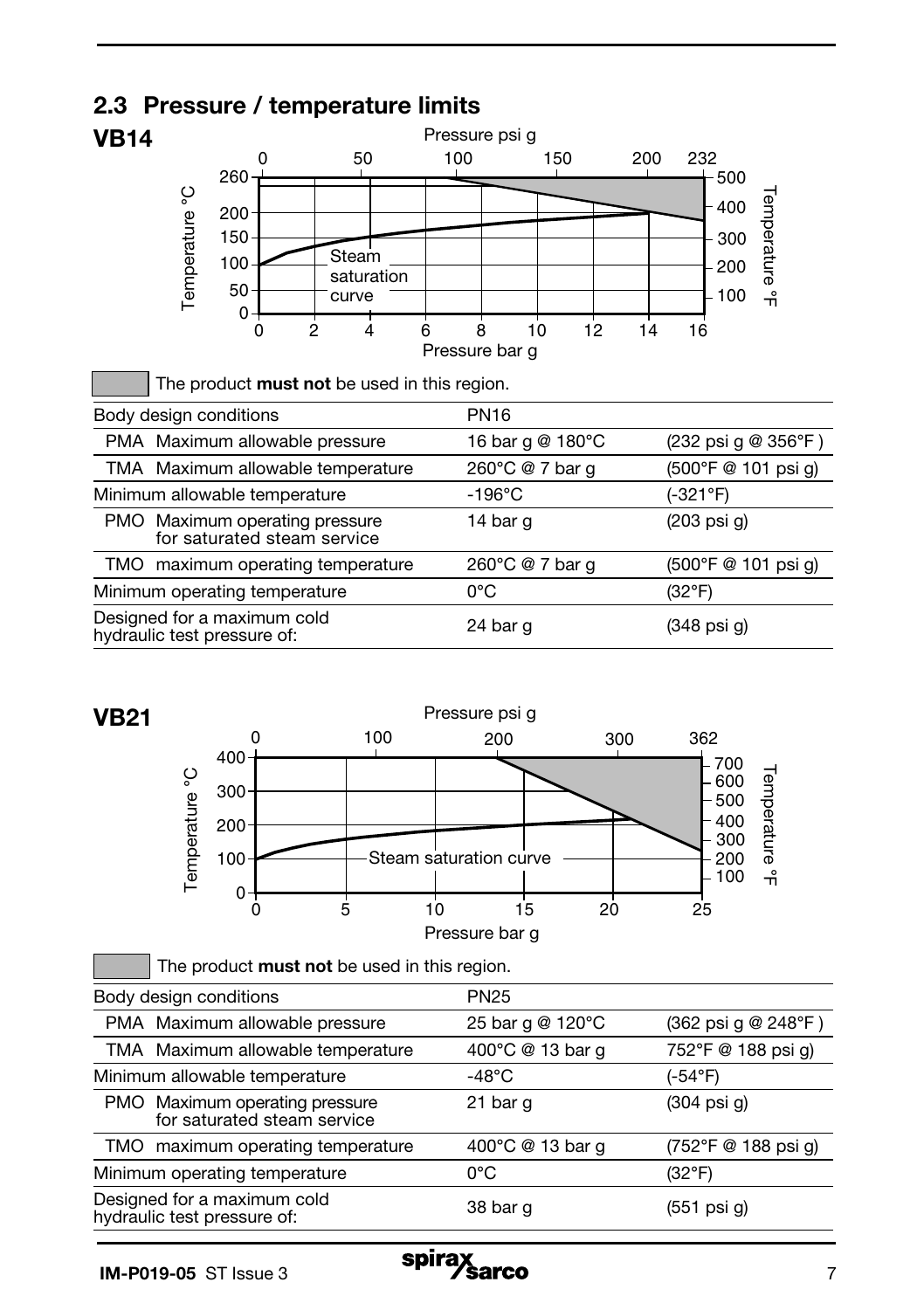## 2.3 Pressure / temperature limits

### VB14

Pressure psi g

0 50 100 150 200 232

Temperature °C

260 200 150 100 50 0

Temperature °F

500 400 300 200 100

Steam saturation curve

0 2 4 6 8 10 12 14 16

Pressure bar g

The product **must not** be used in this region.

| Body design conditions | PN16 | |
|---|---|---|
| PMA Maximum allowable pressure | 16 bar g @ 180°C | (232 psi g @ 356°F ) |
| TMA Maximum allowable temperature | 260°C @ 7 bar g | (500°F @ 101 psi g) |
| Minimum allowable temperature | -196°C | (-321°F) |
| PMO Maximum operating pressure for saturated steam service | 14 bar g | (203 psi g) |
| TMO maximum operating temperature | 260°C @ 7 bar g | (500°F @ 101 psi g) |
| Minimum operating temperature | 0°C | (32°F) |
| Designed for a maximum cold hydraulic test pressure of: | 24 bar g | (348 psi g) |

### VB21

Pressure psi g

0 100 200 300 362

Temperature °C

400 300 200 100 0

Temperature °F

700 600 500 400 300 200 100

Steam saturation curve

0 5 10 15 20 25

Pressure bar g

The product **must not** be used in this region.

| Body design conditions | PN25 | |
|---|---|---|
| PMA Maximum allowable pressure | 25 bar g @ 120°C | (362 psi g @ 248°F ) |
| TMA Maximum allowable temperature | 400°C @ 13 bar g | 752°F @ 188 psi g) |
| Minimum allowable temperature | -48°C | (-54°F) |
| PMO Maximum operating pressure for saturated steam service | 21 bar g | (304 psi g) |
| TMO maximum operating temperature | 400°C @ 13 bar g | (752°F @ 188 psi g) |
| Minimum operating temperature | 0°C | (32°F) |
| Designed for a maximum cold hydraulic test pressure of: | 38 bar g | (551 psi g) |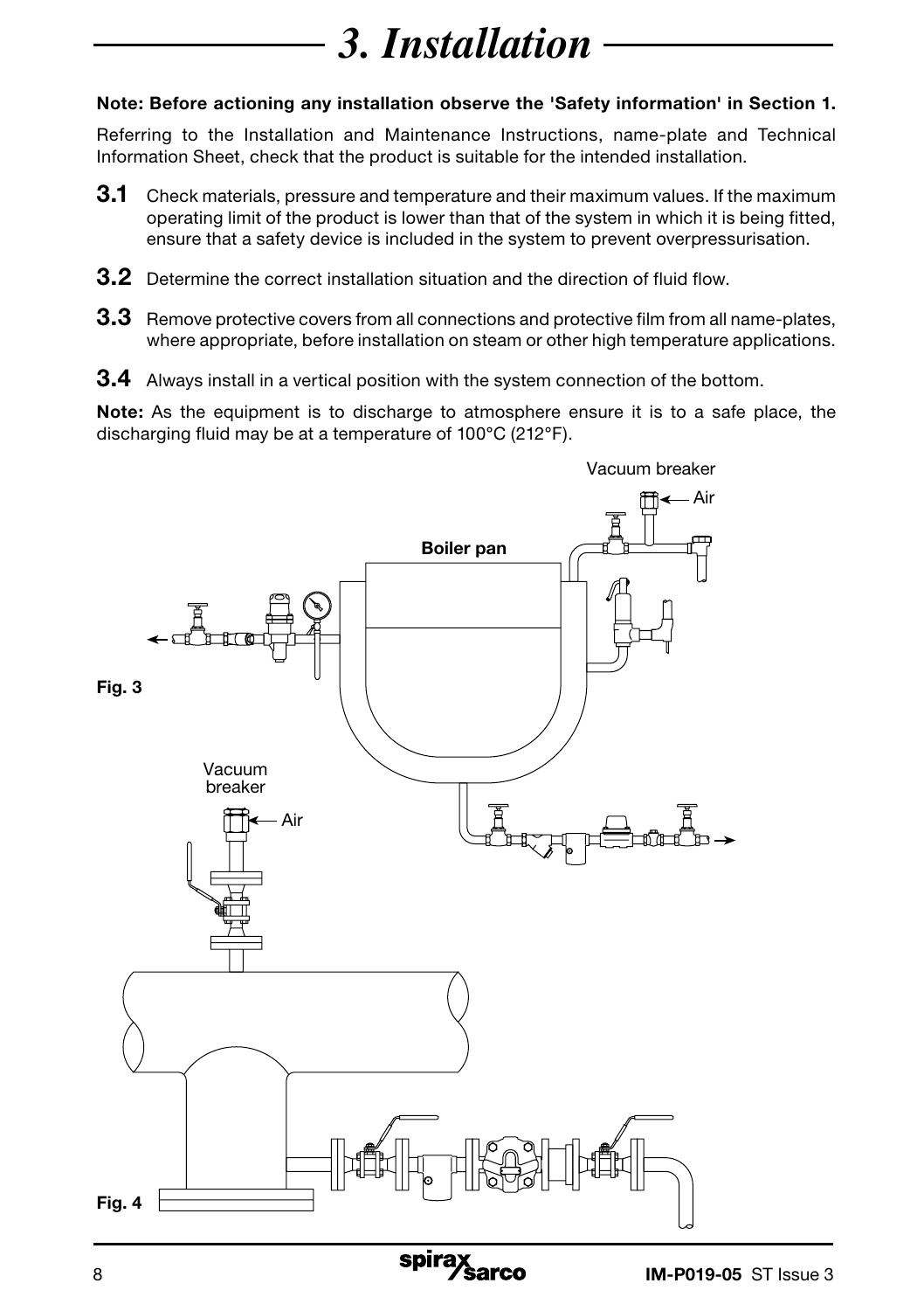# 3. Installation

**Note: Before actioning any installation observe the 'Safety information' in Section 1.**

Referring to the Installation and Maintenance Instructions, name-plate and Technical Information Sheet, check that the product is suitable for the intended installation.

**3.1** Check materials, pressure and temperature and their maximum values. If the maximum operating limit of the product is lower than that of the system in which it is being fitted, ensure that a safety device is included in the system to prevent overpressurisation.

**3.2** Determine the correct installation situation and the direction of fluid flow.

**3.3** Remove protective covers from all connections and protective film from all name-plates, where appropriate, before installation on steam or other high temperature applications.

**3.4** Always install in a vertical position with the system connection of the bottom.

**Note:** As the equipment is to discharge to atmosphere ensure it is to a safe place, the discharging fluid may be at a temperature of 100°C (212°F).

Vacuum breaker

Air

**Boiler pan**

**Fig. 3**

Vacuum breaker

Air

**Fig. 4**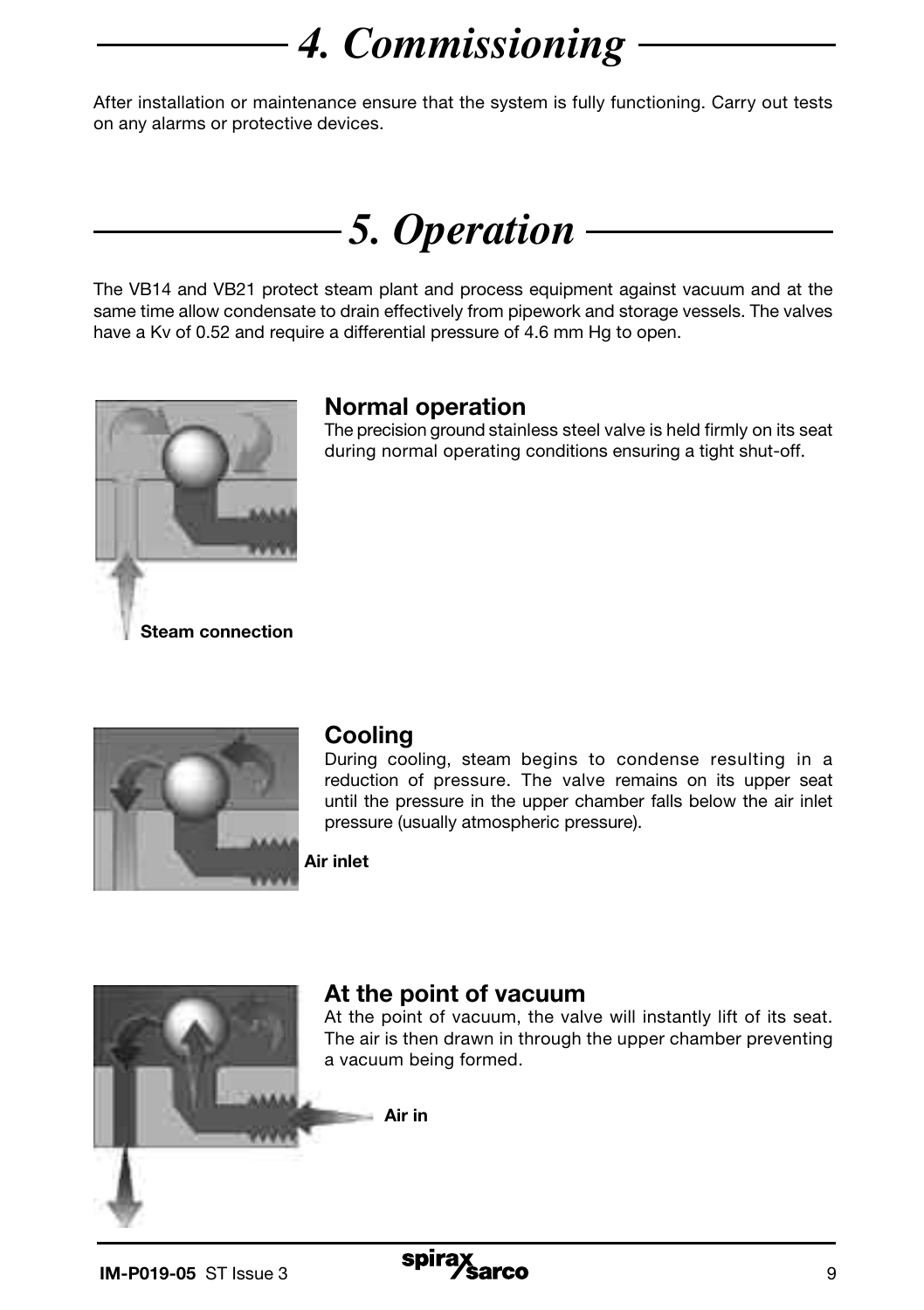# 4. Commissioning

After installation or maintenance ensure that the system is fully functioning. Carry out tests on any alarms or protective devices.

# 5. Operation

The VB14 and VB21 protect steam plant and process equipment against vacuum and at the same time allow condensate to drain effectively from pipework and storage vessels. The valves have a Kv of 0.52 and require a differential pressure of 4.6 mm Hg to open.

Steam connection

## Normal operation

The precision ground stainless steel valve is held firmly on its seat during normal operating conditions ensuring a tight shut-off.

Air inlet

## Cooling

During cooling, steam begins to condense resulting in a reduction of pressure. The valve remains on its upper seat until the pressure in the upper chamber falls below the air inlet pressure (usually atmospheric pressure).

Air in

## At the point of vacuum

At the point of vacuum, the valve will instantly lift of its seat. The air is then drawn in through the upper chamber preventing a vacuum being formed.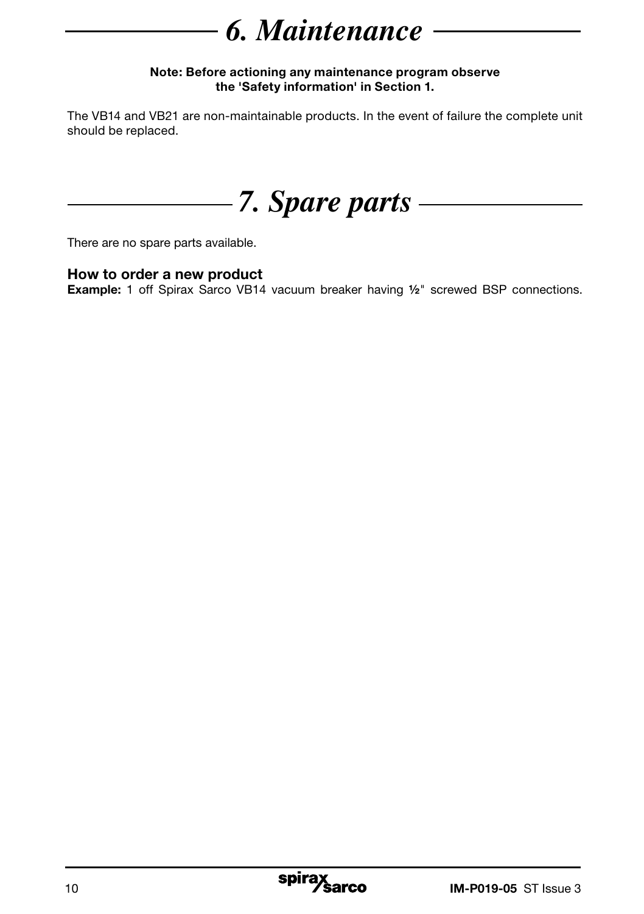# 6. Maintenance

**Note: Before actioning any maintenance program observe the 'Safety information' in Section 1.**

The VB14 and VB21 are non-maintainable products. In the event of failure the complete unit should be replaced.

# 7. Spare parts

There are no spare parts available.

### How to order a new product

**Example:** 1 off Spirax Sarco VB14 vacuum breaker having ½" screwed BSP connections.